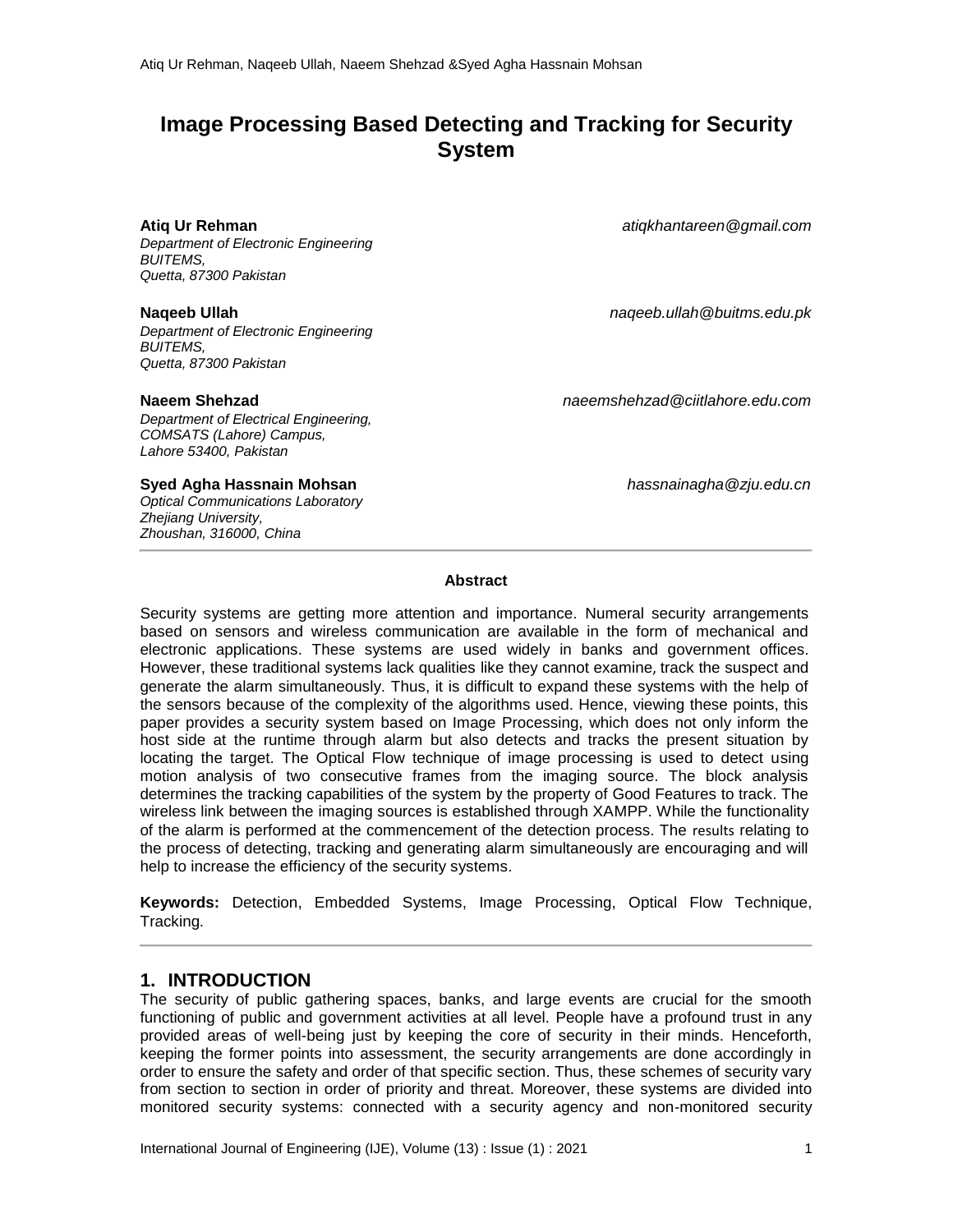# Image Processing Based Detecting and Tracking for Security System

**Atiq Ur Rehman** atiqkhantareen@gmail.com
*Department of Electronic Engineering*
*BUITEMS,*
*Quetta, 87300 Pakistan*

**Naqeeb Ullah** naqeeb.ullah@buitms.edu.pk
*Department of Electronic Engineering*
*BUITEMS,*
*Quetta, 87300 Pakistan*

**Naeem Shehzad** naeemshehzad@ciitlahore.edu.com
*Department of Electrical Engineering,*
*COMSATS (Lahore) Campus,*
*Lahore 53400, Pakistan*

**Syed Agha Hassnain Mohsan** hassnainagha@zju.edu.cn
*Optical Communications Laboratory*
*Zhejiang University,*
*Zhoushan, 316000, China*

---

### Abstract

Security systems are getting more attention and importance. Numeral security arrangements based on sensors and wireless communication are available in the form of mechanical and electronic applications. These systems are used widely in banks and government offices. However, these traditional systems lack qualities like they cannot examine, track the suspect and generate the alarm simultaneously. Thus, it is difficult to expand these systems with the help of the sensors because of the complexity of the algorithms used. Hence, viewing these points, this paper provides a security system based on Image Processing, which does not only inform the host side at the runtime through alarm but also detects and tracks the present situation by locating the target. The Optical Flow technique of image processing is used to detect using motion analysis of two consecutive frames from the imaging source. The block analysis determines the tracking capabilities of the system by the property of Good Features to track. The wireless link between the imaging sources is established through XAMPP. While the functionality of the alarm is performed at the commencement of the detection process. The results relating to the process of detecting, tracking and generating alarm simultaneously are encouraging and will help to increase the efficiency of the security systems.

**Keywords:** Detection, Embedded Systems, Image Processing, Optical Flow Technique, Tracking.

---

## 1. INTRODUCTION

The security of public gathering spaces, banks, and large events are crucial for the smooth functioning of public and government activities at all level. People have a profound trust in any provided areas of well-being just by keeping the core of security in their minds. Henceforth, keeping the former points into assessment, the security arrangements are done accordingly in order to ensure the safety and order of that specific section. Thus, these schemes of security vary from section to section in order of priority and threat. Moreover, these systems are divided into monitored security systems: connected with a security agency and non-monitored security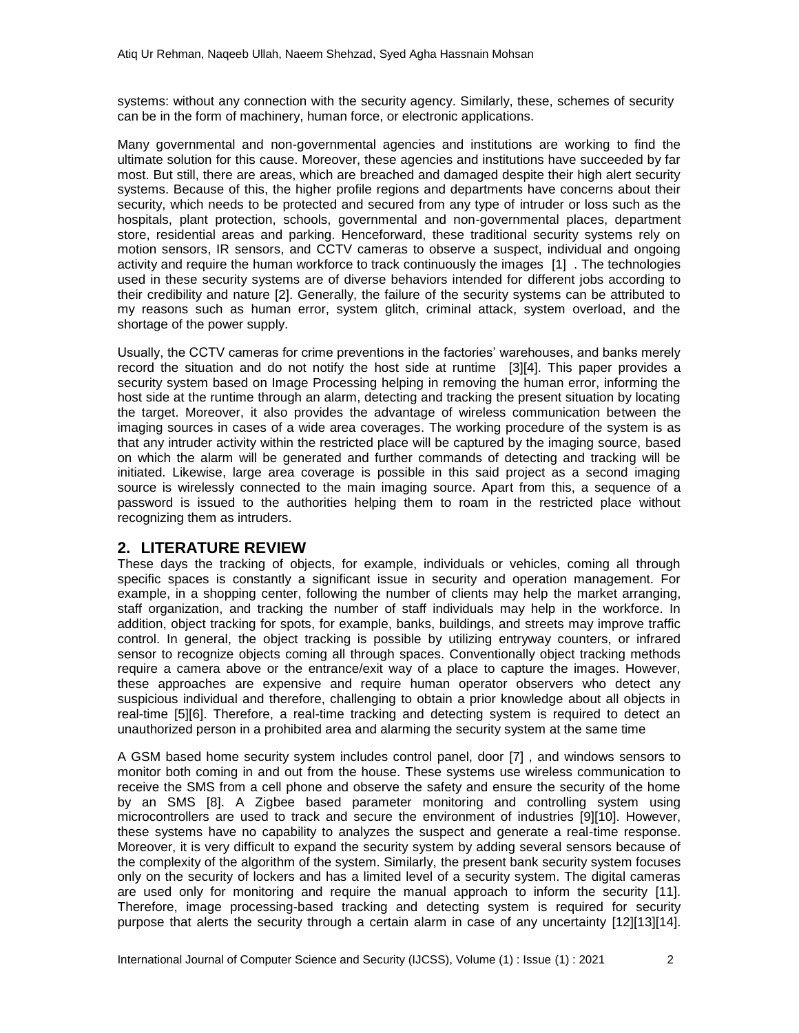systems: without any connection with the security agency. Similarly, these, schemes of security can be in the form of machinery, human force, or electronic applications.

Many governmental and non-governmental agencies and institutions are working to find the ultimate solution for this cause. Moreover, these agencies and institutions have succeeded by far most. But still, there are areas, which are breached and damaged despite their high alert security systems. Because of this, the higher profile regions and departments have concerns about their security, which needs to be protected and secured from any type of intruder or loss such as the hospitals, plant protection, schools, governmental and non-governmental places, department store, residential areas and parking. Henceforward, these traditional security systems rely on motion sensors, IR sensors, and CCTV cameras to observe a suspect, individual and ongoing activity and require the human workforce to track continuously the images [1] . The technologies used in these security systems are of diverse behaviors intended for different jobs according to their credibility and nature [2]. Generally, the failure of the security systems can be attributed to my reasons such as human error, system glitch, criminal attack, system overload, and the shortage of the power supply.

Usually, the CCTV cameras for crime preventions in the factories' warehouses, and banks merely record the situation and do not notify the host side at runtime [3][4]. This paper provides a security system based on Image Processing helping in removing the human error, informing the host side at the runtime through an alarm, detecting and tracking the present situation by locating the target. Moreover, it also provides the advantage of wireless communication between the imaging sources in cases of a wide area coverages. The working procedure of the system is as that any intruder activity within the restricted place will be captured by the imaging source, based on which the alarm will be generated and further commands of detecting and tracking will be initiated. Likewise, large area coverage is possible in this said project as a second imaging source is wirelessly connected to the main imaging source. Apart from this, a sequence of a password is issued to the authorities helping them to roam in the restricted place without recognizing them as intruders.

## 2. LITERATURE REVIEW

These days the tracking of objects, for example, individuals or vehicles, coming all through specific spaces is constantly a significant issue in security and operation management. For example, in a shopping center, following the number of clients may help the market arranging, staff organization, and tracking the number of staff individuals may help in the workforce. In addition, object tracking for spots, for example, banks, buildings, and streets may improve traffic control. In general, the object tracking is possible by utilizing entryway counters, or infrared sensor to recognize objects coming all through spaces. Conventionally object tracking methods require a camera above or the entrance/exit way of a place to capture the images. However, these approaches are expensive and require human operator observers who detect any suspicious individual and therefore, challenging to obtain a prior knowledge about all objects in real-time [5][6]. Therefore, a real-time tracking and detecting system is required to detect an unauthorized person in a prohibited area and alarming the security system at the same time

A GSM based home security system includes control panel, door [7] , and windows sensors to monitor both coming in and out from the house. These systems use wireless communication to receive the SMS from a cell phone and observe the safety and ensure the security of the home by an SMS [8]. A Zigbee based parameter monitoring and controlling system using microcontrollers are used to track and secure the environment of industries [9][10]. However, these systems have no capability to analyzes the suspect and generate a real-time response. Moreover, it is very difficult to expand the security system by adding several sensors because of the complexity of the algorithm of the system. Similarly, the present bank security system focuses only on the security of lockers and has a limited level of a security system. The digital cameras are used only for monitoring and require the manual approach to inform the security [11]. Therefore, image processing-based tracking and detecting system is required for security purpose that alerts the security through a certain alarm in case of any uncertainty [12][13][14].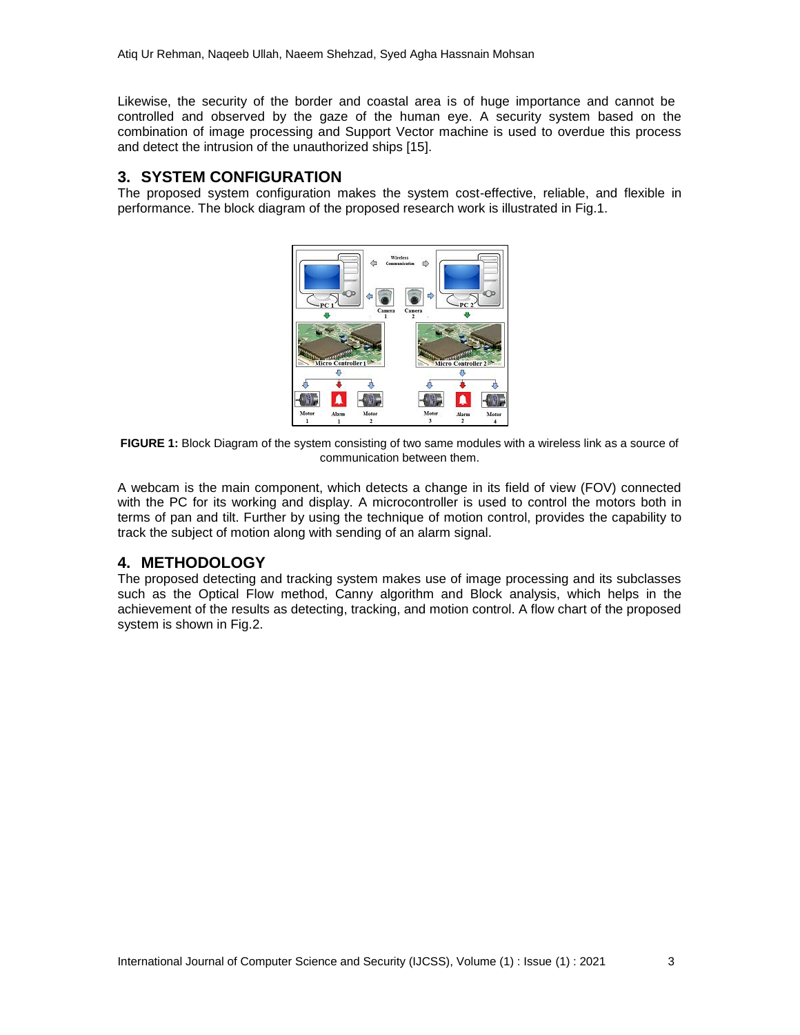Likewise, the security of the border and coastal area is of huge importance and cannot be controlled and observed by the gaze of the human eye. A security system based on the combination of image processing and Support Vector machine is used to overdue this process and detect the intrusion of the unauthorized ships [15].

## 3. SYSTEM CONFIGURATION

The proposed system configuration makes the system cost-effective, reliable, and flexible in performance. The block diagram of the proposed research work is illustrated in Fig.1.

**FIGURE 1:** Block Diagram of the system consisting of two same modules with a wireless link as a source of communication between them.

A webcam is the main component, which detects a change in its field of view (FOV) connected with the PC for its working and display. A microcontroller is used to control the motors both in terms of pan and tilt. Further by using the technique of motion control, provides the capability to track the subject of motion along with sending of an alarm signal.

## 4. METHODOLOGY

The proposed detecting and tracking system makes use of image processing and its subclasses such as the Optical Flow method, Canny algorithm and Block analysis, which helps in the achievement of the results as detecting, tracking, and motion control. A flow chart of the proposed system is shown in Fig.2.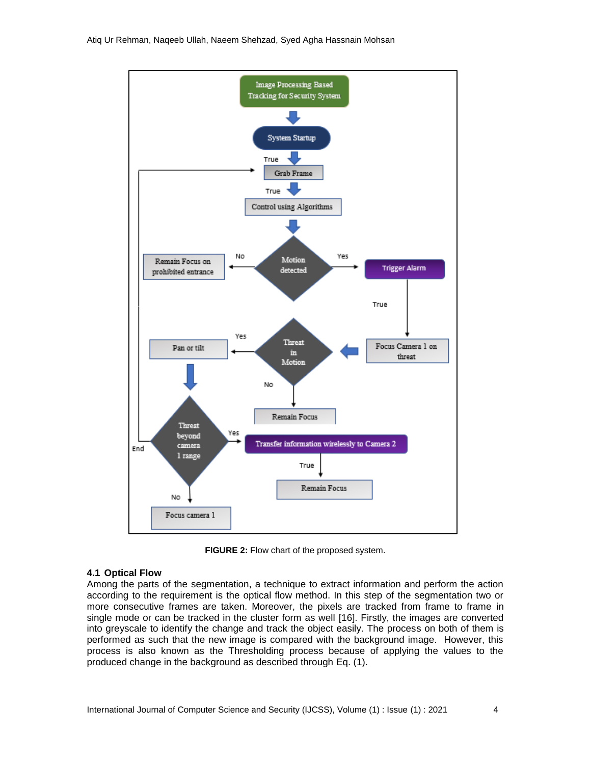FIGURE 2: Flow chart of the proposed system.

### 4.1 Optical Flow

Among the parts of the segmentation, a technique to extract information and perform the action according to the requirement is the optical flow method. In this step of the segmentation two or more consecutive frames are taken. Moreover, the pixels are tracked from frame to frame in single mode or can be tracked in the cluster form as well [16]. Firstly, the images are converted into greyscale to identify the change and track the object easily. The process on both of them is performed as such that the new image is compared with the background image. However, this process is also known as the Thresholding process because of applying the values to the produced change in the background as described through Eq. (1).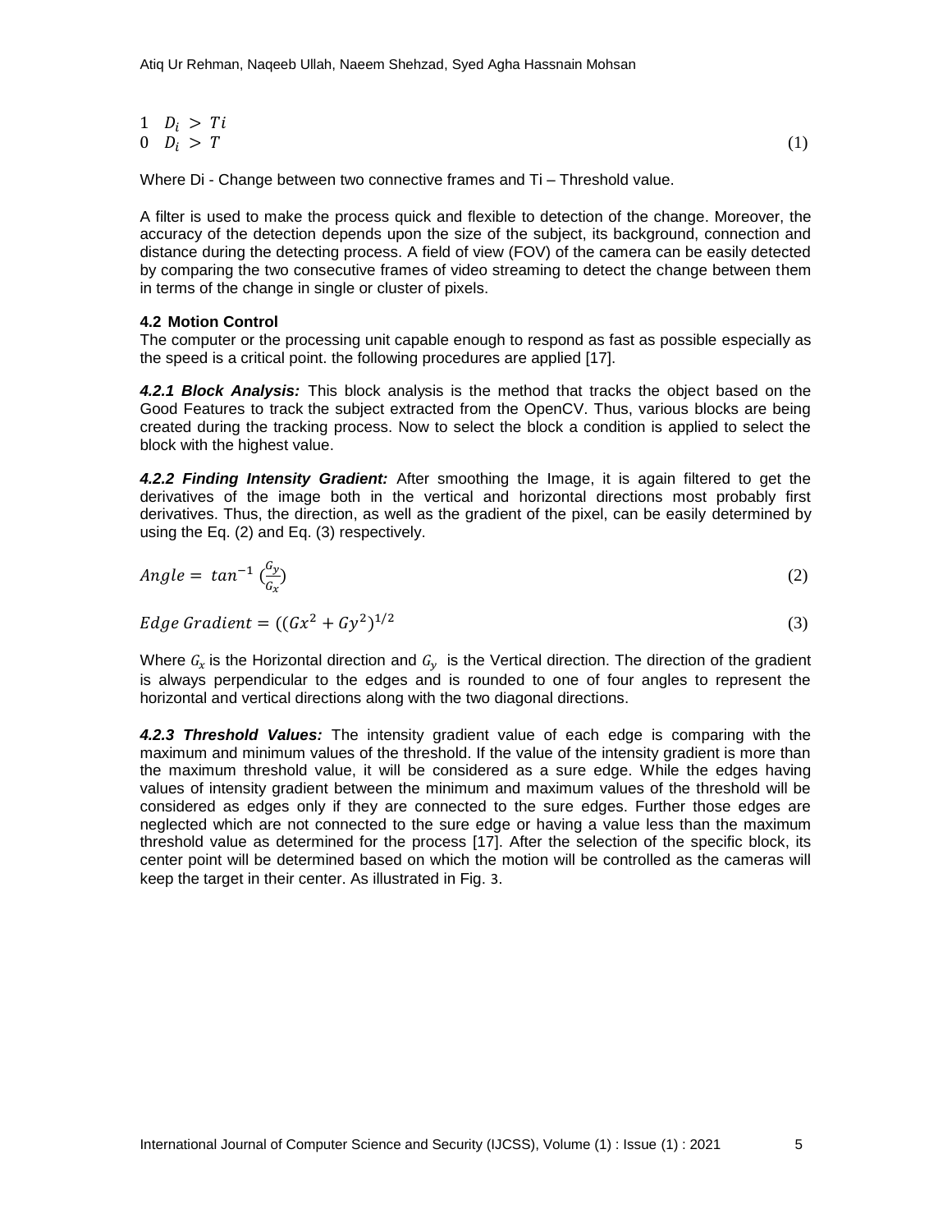$$
\begin{array}{ll}
1 & D_i > Ti \\
0 & D_i > T
\end{array} \quad (1)
$$

Where Di - Change between two connective frames and Ti – Threshold value.

A filter is used to make the process quick and flexible to detection of the change. Moreover, the accuracy of the detection depends upon the size of the subject, its background, connection and distance during the detecting process. A field of view (FOV) of the camera can be easily detected by comparing the two consecutive frames of video streaming to detect the change between them in terms of the change in single or cluster of pixels.

### 4.2 Motion Control

The computer or the processing unit capable enough to respond as fast as possible especially as the speed is a critical point. the following procedures are applied [17].

***4.2.1 Block Analysis:*** This block analysis is the method that tracks the object based on the Good Features to track the subject extracted from the OpenCV. Thus, various blocks are being created during the tracking process. Now to select the block a condition is applied to select the block with the highest value.

***4.2.2 Finding Intensity Gradient:*** After smoothing the Image, it is again filtered to get the derivatives of the image both in the vertical and horizontal directions most probably first derivatives. Thus, the direction, as well as the gradient of the pixel, can be easily determined by using the Eq. (2) and Eq. (3) respectively.

$$
Angle = \tan^{-1} \left(\frac{G_y}{G_x}\right) \quad (2)
$$

$$
Edge\ Gradient = ((Gx^2 + Gy^2)^{1/2} \quad (3)
$$

Where $G_x$ is the Horizontal direction and $G_y$ is the Vertical direction. The direction of the gradient is always perpendicular to the edges and is rounded to one of four angles to represent the horizontal and vertical directions along with the two diagonal directions.

***4.2.3 Threshold Values:*** The intensity gradient value of each edge is comparing with the maximum and minimum values of the threshold. If the value of the intensity gradient is more than the maximum threshold value, it will be considered as a sure edge. While the edges having values of intensity gradient between the minimum and maximum values of the threshold will be considered as edges only if they are connected to the sure edges. Further those edges are neglected which are not connected to the sure edge or having a value less than the maximum threshold value as determined for the process [17]. After the selection of the specific block, its center point will be determined based on which the motion will be controlled as the cameras will keep the target in their center. As illustrated in Fig. 3.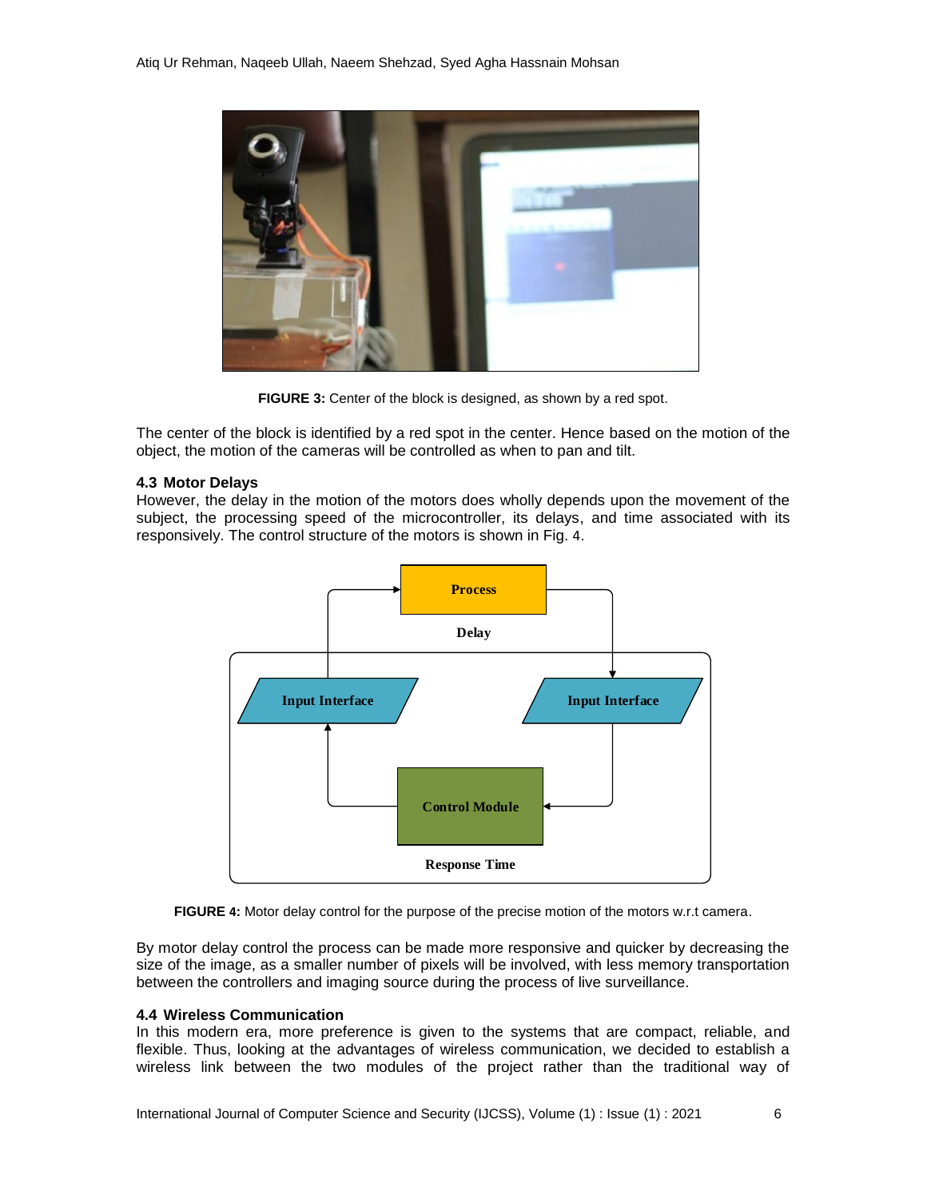FIGURE 3: Center of the block is designed, as shown by a red spot.

The center of the block is identified by a red spot in the center. Hence based on the motion of the object, the motion of the cameras will be controlled as when to pan and tilt.

### 4.3 Motor Delays

However, the delay in the motion of the motors does wholly depends upon the movement of the subject, the processing speed of the microcontroller, its delays, and time associated with its responsively. The control structure of the motors is shown in Fig. 4.

FIGURE 4: Motor delay control for the purpose of the precise motion of the motors w.r.t camera.

By motor delay control the process can be made more responsive and quicker by decreasing the size of the image, as a smaller number of pixels will be involved, with less memory transportation between the controllers and imaging source during the process of live surveillance.

### 4.4 Wireless Communication

In this modern era, more preference is given to the systems that are compact, reliable, and flexible. Thus, looking at the advantages of wireless communication, we decided to establish a wireless link between the two modules of the project rather than the traditional way of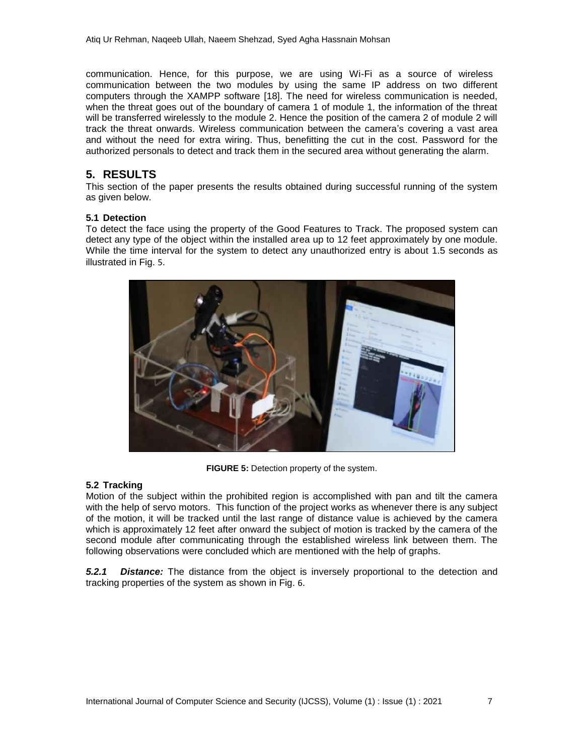communication. Hence, for this purpose, we are using Wi-Fi as a source of wireless communication between the two modules by using the same IP address on two different computers through the XAMPP software [18]. The need for wireless communication is needed, when the threat goes out of the boundary of camera 1 of module 1, the information of the threat will be transferred wirelessly to the module 2. Hence the position of the camera 2 of module 2 will track the threat onwards. Wireless communication between the camera's covering a vast area and without the need for extra wiring. Thus, benefitting the cut in the cost. Password for the authorized personals to detect and track them in the secured area without generating the alarm.

## 5. RESULTS

This section of the paper presents the results obtained during successful running of the system as given below.

### 5.1 Detection

To detect the face using the property of the Good Features to Track. The proposed system can detect any type of the object within the installed area up to 12 feet approximately by one module. While the time interval for the system to detect any unauthorized entry is about 1.5 seconds as illustrated in Fig. 5.

**FIGURE 5:** Detection property of the system.

### 5.2 Tracking

Motion of the subject within the prohibited region is accomplished with pan and tilt the camera with the help of servo motors. This function of the project works as whenever there is any subject of the motion, it will be tracked until the last range of distance value is achieved by the camera which is approximately 12 feet after onward the subject of motion is tracked by the camera of the second module after communicating through the established wireless link between them. The following observations were concluded which are mentioned with the help of graphs.

***5.2.1 Distance:*** The distance from the object is inversely proportional to the detection and tracking properties of the system as shown in Fig. 6.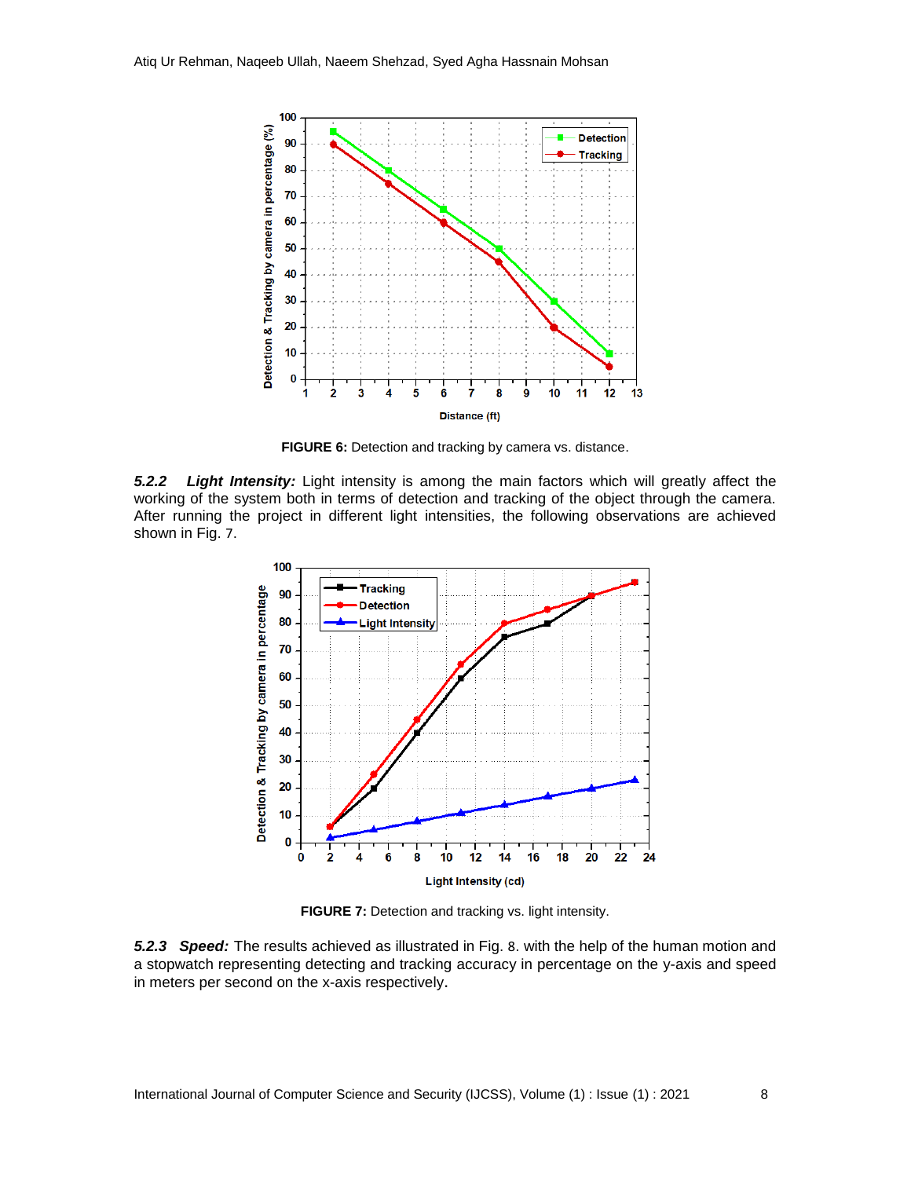FIGURE 6: Detection and tracking by camera vs. distance.

***5.2.2 Light Intensity:*** Light intensity is among the main factors which will greatly affect the working of the system both in terms of detection and tracking of the object through the camera. After running the project in different light intensities, the following observations are achieved shown in Fig. 7.

FIGURE 7: Detection and tracking vs. light intensity.

***5.2.3 Speed:*** The results achieved as illustrated in Fig. 8. with the help of the human motion and a stopwatch representing detecting and tracking accuracy in percentage on the y-axis and speed in meters per second on the x-axis respectively.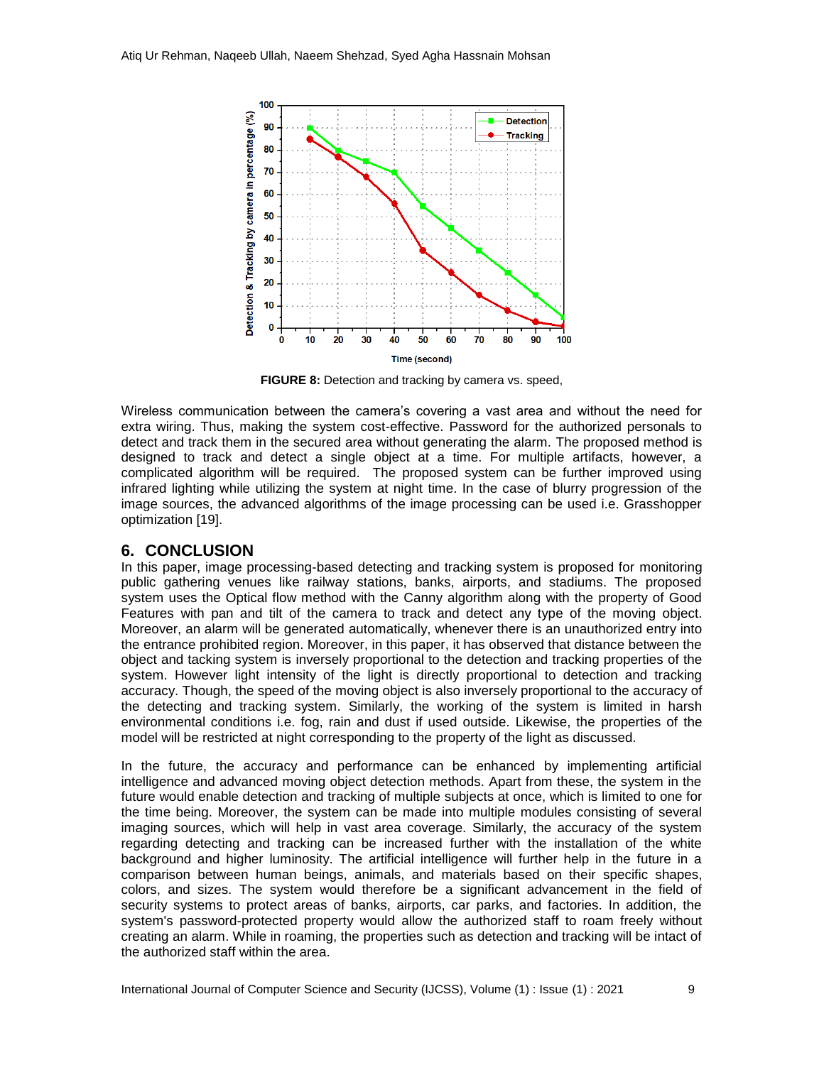FIGURE 8: Detection and tracking by camera vs. speed,

Wireless communication between the camera's covering a vast area and without the need for extra wiring. Thus, making the system cost-effective. Password for the authorized personals to detect and track them in the secured area without generating the alarm. The proposed method is designed to track and detect a single object at a time. For multiple artifacts, however, a complicated algorithm will be required. The proposed system can be further improved using infrared lighting while utilizing the system at night time. In the case of blurry progression of the image sources, the advanced algorithms of the image processing can be used i.e. Grasshopper optimization [19].

## 6. CONCLUSION

In this paper, image processing-based detecting and tracking system is proposed for monitoring public gathering venues like railway stations, banks, airports, and stadiums. The proposed system uses the Optical flow method with the Canny algorithm along with the property of Good Features with pan and tilt of the camera to track and detect any type of the moving object. Moreover, an alarm will be generated automatically, whenever there is an unauthorized entry into the entrance prohibited region. Moreover, in this paper, it has observed that distance between the object and tacking system is inversely proportional to the detection and tracking properties of the system. However light intensity of the light is directly proportional to detection and tracking accuracy. Though, the speed of the moving object is also inversely proportional to the accuracy of the detecting and tracking system. Similarly, the working of the system is limited in harsh environmental conditions i.e. fog, rain and dust if used outside. Likewise, the properties of the model will be restricted at night corresponding to the property of the light as discussed.

In the future, the accuracy and performance can be enhanced by implementing artificial intelligence and advanced moving object detection methods. Apart from these, the system in the future would enable detection and tracking of multiple subjects at once, which is limited to one for the time being. Moreover, the system can be made into multiple modules consisting of several imaging sources, which will help in vast area coverage. Similarly, the accuracy of the system regarding detecting and tracking can be increased further with the installation of the white background and higher luminosity. The artificial intelligence will further help in the future in a comparison between human beings, animals, and materials based on their specific shapes, colors, and sizes. The system would therefore be a significant advancement in the field of security systems to protect areas of banks, airports, car parks, and factories. In addition, the system's password-protected property would allow the authorized staff to roam freely without creating an alarm. While in roaming, the properties such as detection and tracking will be intact of the authorized staff within the area.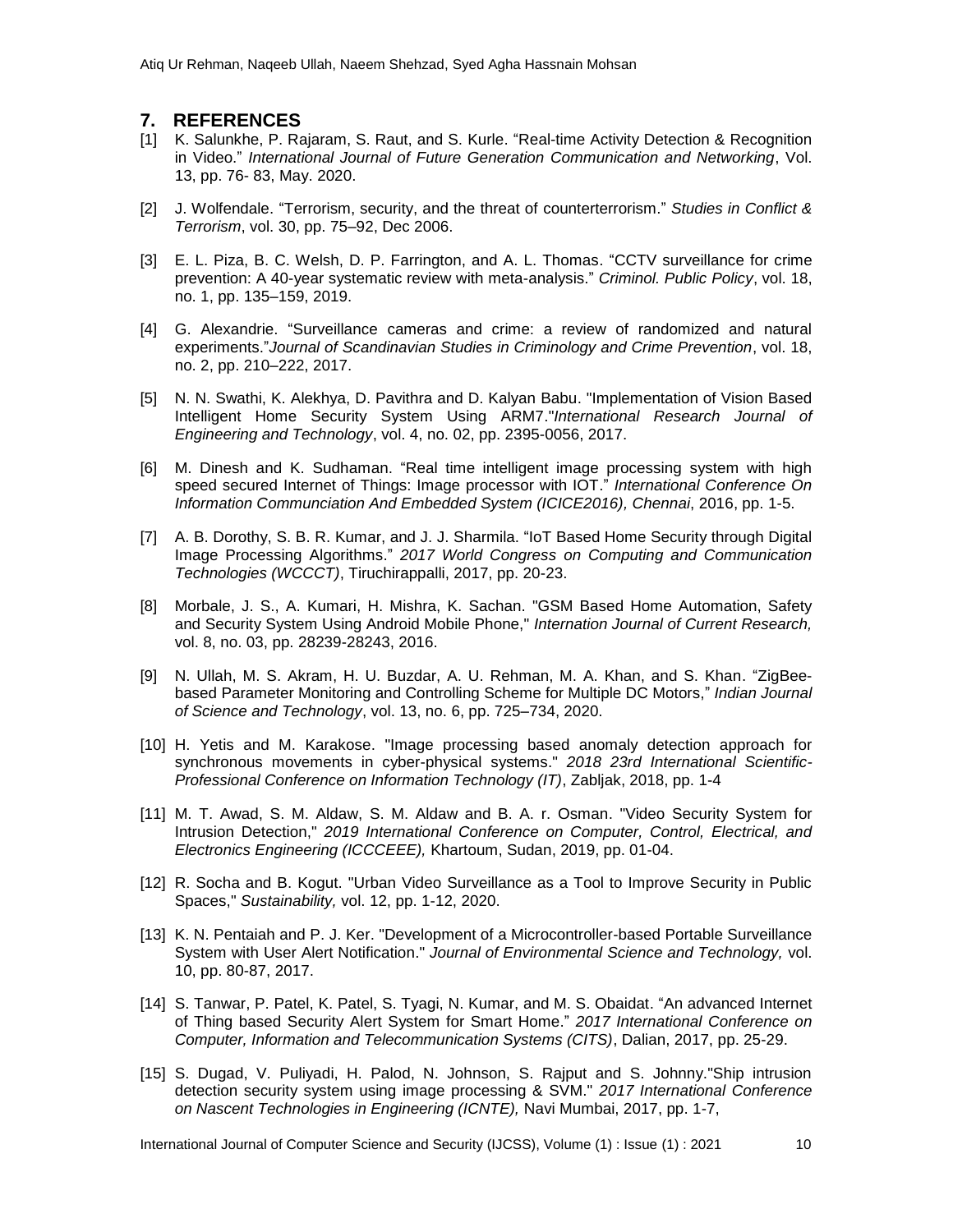## 7. REFERENCES

[1] K. Salunkhe, P. Rajaram, S. Raut, and S. Kurle. "Real-time Activity Detection & Recognition in Video." *International Journal of Future Generation Communication and Networking*, Vol. 13, pp. 76- 83, May. 2020.

[2] J. Wolfendale. "Terrorism, security, and the threat of counterterrorism." *Studies in Conflict & Terrorism*, vol. 30, pp. 75–92, Dec 2006.

[3] E. L. Piza, B. C. Welsh, D. P. Farrington, and A. L. Thomas. "CCTV surveillance for crime prevention: A 40-year systematic review with meta-analysis." *Criminol. Public Policy*, vol. 18, no. 1, pp. 135–159, 2019.

[4] G. Alexandrie. "Surveillance cameras and crime: a review of randomized and natural experiments."*Journal of Scandinavian Studies in Criminology and Crime Prevention*, vol. 18, no. 2, pp. 210–222, 2017.

[5] N. N. Swathi, K. Alekhya, D. Pavithra and D. Kalyan Babu. "Implementation of Vision Based Intelligent Home Security System Using ARM7."*International Research Journal of Engineering and Technology*, vol. 4, no. 02, pp. 2395-0056, 2017.

[6] M. Dinesh and K. Sudhaman. "Real time intelligent image processing system with high speed secured Internet of Things: Image processor with IOT." *International Conference On Information Communciation And Embedded System (ICICE2016), Chennai*, 2016, pp. 1-5.

[7] A. B. Dorothy, S. B. R. Kumar, and J. J. Sharmila. "IoT Based Home Security through Digital Image Processing Algorithms." *2017 World Congress on Computing and Communication Technologies (WCCCT)*, Tiruchirappalli, 2017, pp. 20-23.

[8] Morbale, J. S., A. Kumari, H. Mishra, K. Sachan. "GSM Based Home Automation, Safety and Security System Using Android Mobile Phone," *Internation Journal of Current Research,* vol. 8, no. 03, pp. 28239-28243, 2016.

[9] N. Ullah, M. S. Akram, H. U. Buzdar, A. U. Rehman, M. A. Khan, and S. Khan. "ZigBee-based Parameter Monitoring and Controlling Scheme for Multiple DC Motors," *Indian Journal of Science and Technology*, vol. 13, no. 6, pp. 725–734, 2020.

[10] H. Yetis and M. Karakose. "Image processing based anomaly detection approach for synchronous movements in cyber-physical systems." *2018 23rd International Scientific-Professional Conference on Information Technology (IT)*, Zabljak, 2018, pp. 1-4

[11] M. T. Awad, S. M. Aldaw, S. M. Aldaw and B. A. r. Osman. "Video Security System for Intrusion Detection," *2019 International Conference on Computer, Control, Electrical, and Electronics Engineering (ICCCEEE),* Khartoum, Sudan, 2019, pp. 01-04.

[12] R. Socha and B. Kogut. "Urban Video Surveillance as a Tool to Improve Security in Public Spaces," *Sustainability,* vol. 12, pp. 1-12, 2020.

[13] K. N. Pentaiah and P. J. Ker. "Development of a Microcontroller-based Portable Surveillance System with User Alert Notification." *Journal of Environmental Science and Technology,* vol. 10, pp. 80-87, 2017.

[14] S. Tanwar, P. Patel, K. Patel, S. Tyagi, N. Kumar, and M. S. Obaidat. "An advanced Internet of Thing based Security Alert System for Smart Home." *2017 International Conference on Computer, Information and Telecommunication Systems (CITS)*, Dalian, 2017, pp. 25-29.

[15] S. Dugad, V. Puliyadi, H. Palod, N. Johnson, S. Rajput and S. Johnny."Ship intrusion detection security system using image processing & SVM." *2017 International Conference on Nascent Technologies in Engineering (ICNTE),* Navi Mumbai, 2017, pp. 1-7,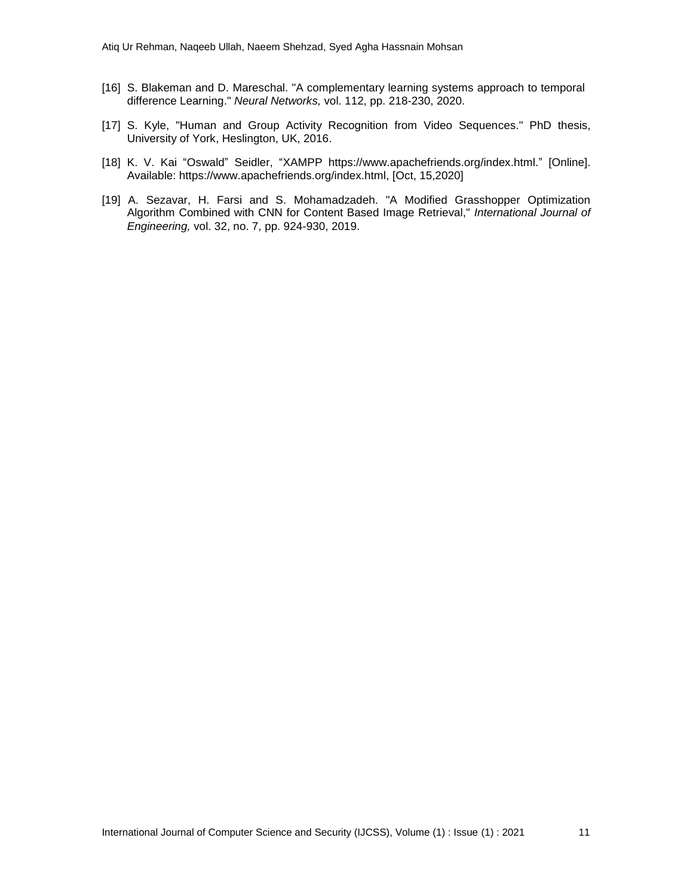[16] S. Blakeman and D. Mareschal. "A complementary learning systems approach to temporal difference Learning." *Neural Networks,* vol. 112, pp. 218-230, 2020.

[17] S. Kyle, "Human and Group Activity Recognition from Video Sequences." PhD thesis, University of York, Heslington, UK, 2016.

[18] K. V. Kai “Oswald” Seidler, “XAMPP https://www.apachefriends.org/index.html.” [Online]. Available: https://www.apachefriends.org/index.html, [Oct, 15,2020]

[19] A. Sezavar, H. Farsi and S. Mohamadzadeh. "A Modified Grasshopper Optimization Algorithm Combined with CNN for Content Based Image Retrieval," *International Journal of Engineering,* vol. 32, no. 7, pp. 924-930, 2019.